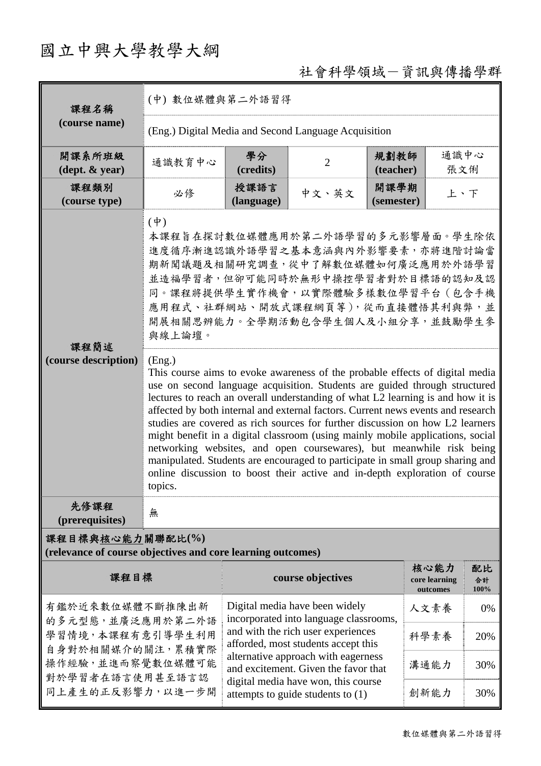# 國立中興大學教學大綱

## 社會科學領域－資訊與傳播學群

| **課程名稱 (course name)** | (中) 數位媒體與第二外語習得 | | | | |
|---|---|---|---|---|---|
| | (Eng.) Digital Media and Second Language Acquisition | | | | |
| **開課系所班級 (dept. & year)** | 通識教育中心 | **學分 (credits)** | 2 | **規劃教師 (teacher)** | 通識中心 張文俐 |
| **課程類別 (course type)** | 必修 | **授課語言 (language)** | 中文、英文 | **開課學期 (semester)** | 上、下 |
| **課程簡述 (course description)** | (中) 本課程旨在探討數位媒體應用於第二外語學習的多元影響層面。學生除依進度循序漸進認識外語學習之基本意涵與內外影響要素，亦將進階討論當期新聞議題及相關研究調查，從中了解數位媒體如何廣泛應用於外語學習並造福學習者，但卻可能同時於無形中操控學習者對於目標語的認知及認同。課程將提供學生實作機會，以實際體驗多樣數位學習平台（包含手機應用程式、社群網站、開放式課程網頁等），從而直接體悟其利與弊，並開展相關思辨能力。全學期活動包含學生個人及小組分享，並鼓勵學生參與線上論壇。 | | | | |
| | (Eng.) This course aims to evoke awareness of the probable effects of digital media use on second language acquisition. Students are guided through structured lectures to reach an overall understanding of what L2 learning is and how it is affected by both internal and external factors. Current news events and research studies are covered as rich sources for further discussion on how L2 learners might benefit in a digital classroom (using mainly mobile applications, social networking websites, and open coursewares), but meanwhile risk being manipulated. Students are encouraged to participate in small group sharing and online discussion to boost their active and in-depth exploration of course topics. | | | | |
| **先修課程 (prerequisites)** | 無 | | | | |

**課程目標與核心能力關聯配比(%)**
**(relevance of course objectives and core learning outcomes)**

| 課程目標 | course objectives | 核心能力 core learning outcomes | 配比 合計100% |
|---|---|---|---|
| 有鑑於近來數位媒體不斷推陳出新的多元型態，並廣泛應用於第二外語學習情境，本課程有意引導學生利用自身對於相關媒介的關注，累積實際操作經驗，並進而察覺數位媒體可能對於學習者在語言使用甚至語言認同上產生的正反影響力，以進一步開 | Digital media have been widely incorporated into language classrooms, and with the rich user experiences afforded, most students accept this alternative approach with eagerness and excitement. Given the favor that digital media have won, this course attempts to guide students to (1) | 人文素養 | 0% |
| | | 科學素養 | 20% |
| | | 溝通能力 | 30% |
| | | 創新能力 | 30% |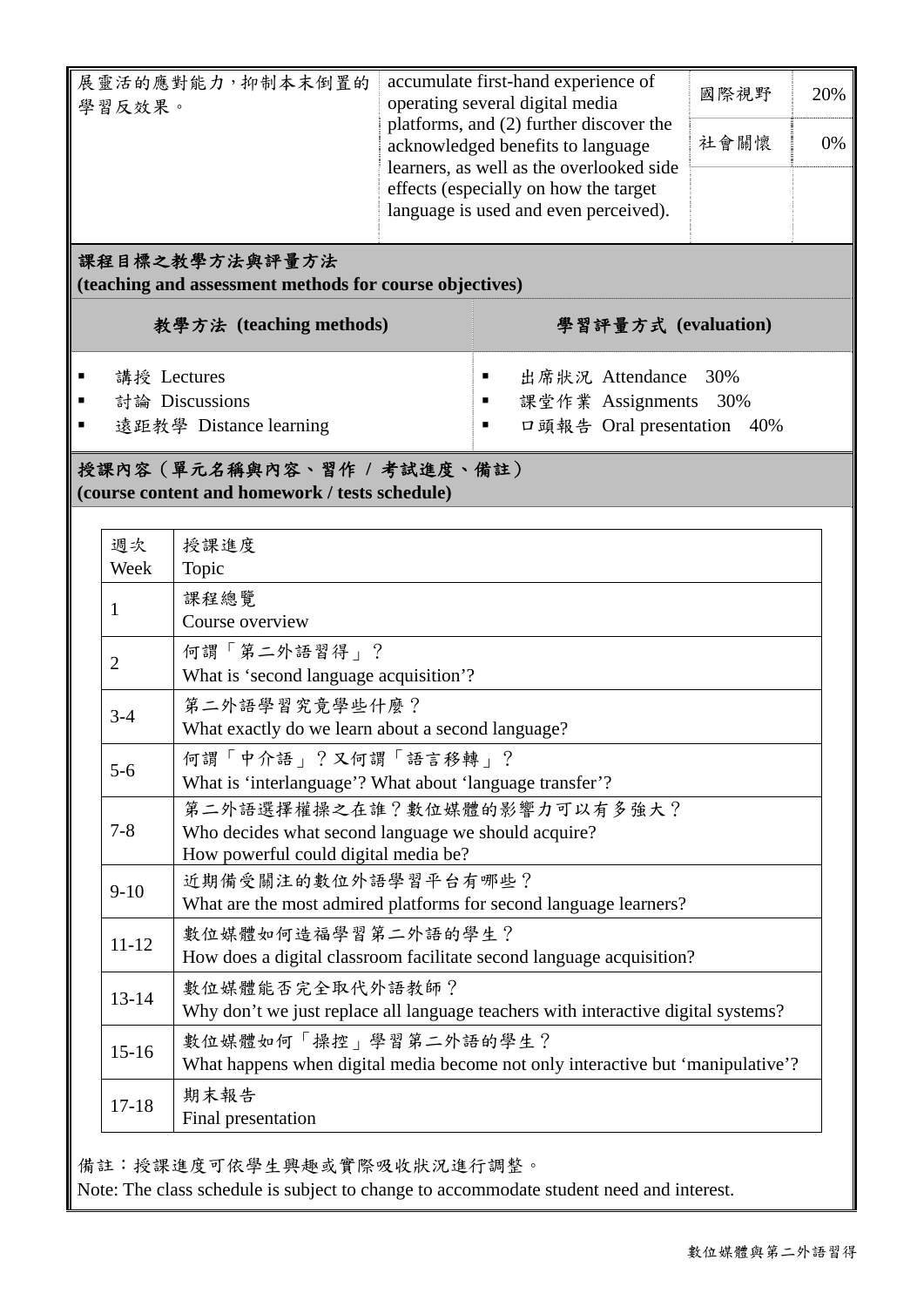| | | | |
|---|---|---|---|
| 展靈活的應對能力，抑制本末倒置的學習反效果。 | accumulate first-hand experience of operating several digital media platforms, and (2) further discover the acknowledged benefits to language learners, as well as the overlooked side effects (especially on how the target language is used and even perceived). | 國際視野 | 20% |
| | | 社會關懷 | 0% |

## 課程目標之教學方法與評量方法
**(teaching and assessment methods for course objectives)**

| 教學方法 (teaching methods) | 學習評量方式 (evaluation) |
|---|---|
| ▪ 講授 Lectures<br>▪ 討論 Discussions<br>▪ 遠距教學 Distance learning | ▪ 出席狀況 Attendance 30%<br>▪ 課堂作業 Assignments 30%<br>▪ 口頭報告 Oral presentation 40% |

## 授課內容（單元名稱與內容、習作 / 考試進度、備註）
**(course content and homework / tests schedule)**

| 週次 Week | 授課進度 Topic |
|---|---|
| 1 | 課程總覽<br>Course overview |
| 2 | 何謂「第二外語習得」？<br>What is 'second language acquisition'? |
| 3-4 | 第二外語學習究竟學些什麼？<br>What exactly do we learn about a second language? |
| 5-6 | 何謂「中介語」？又何謂「語言移轉」？<br>What is 'interlanguage'? What about 'language transfer'? |
| 7-8 | 第二外語選擇權操之在誰？數位媒體的影響力可以有多強大？<br>Who decides what second language we should acquire?<br>How powerful could digital media be? |
| 9-10 | 近期備受關注的數位外語學習平台有哪些？<br>What are the most admired platforms for second language learners? |
| 11-12 | 數位媒體如何造福學習第二外語的學生？<br>How does a digital classroom facilitate second language acquisition? |
| 13-14 | 數位媒體能否完全取代外語教師？<br>Why don't we just replace all language teachers with interactive digital systems? |
| 15-16 | 數位媒體如何「操控」學習第二外語的學生？<br>What happens when digital media become not only interactive but 'manipulative'? |
| 17-18 | 期末報告<br>Final presentation |

備註：授課進度可依學生興趣或實際吸收狀況進行調整。
Note: The class schedule is subject to change to accommodate student need and interest.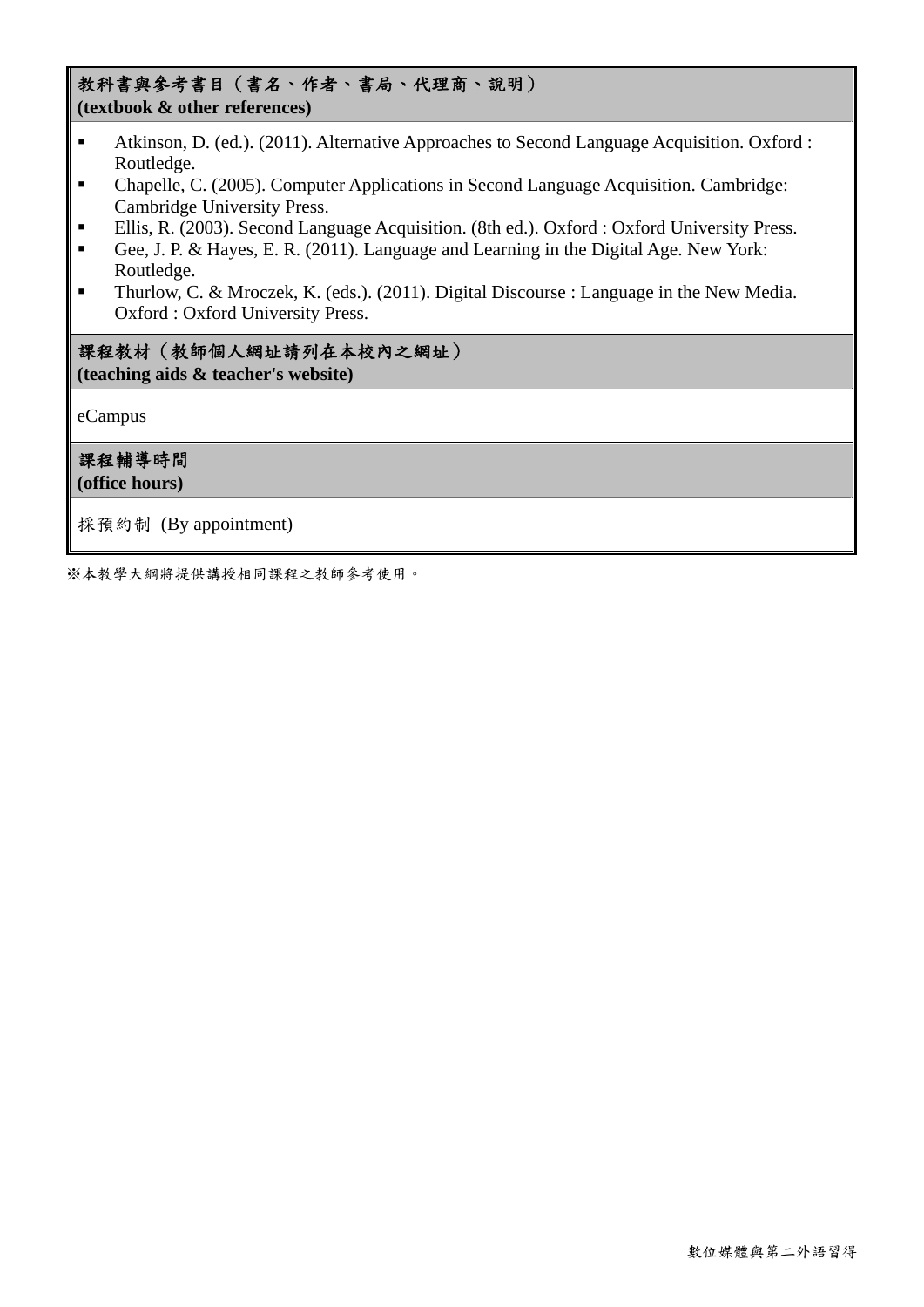**教科書與參考書目（書名、作者、書局、代理商、說明）**
**(textbook & other references)**

- Atkinson, D. (ed.). (2011). Alternative Approaches to Second Language Acquisition. Oxford : Routledge.
- Chapelle, C. (2005). Computer Applications in Second Language Acquisition. Cambridge: Cambridge University Press.
- Ellis, R. (2003). Second Language Acquisition. (8th ed.). Oxford : Oxford University Press.
- Gee, J. P. & Hayes, E. R. (2011). Language and Learning in the Digital Age. New York: Routledge.
- Thurlow, C. & Mroczek, K. (eds.). (2011). Digital Discourse : Language in the New Media. Oxford : Oxford University Press.

**課程教材（教師個人網址請列在本校內之網址）**
**(teaching aids & teacher's website)**

eCampus

**課程輔導時間**
**(office hours)**

採預約制 (By appointment)

※本教學大綱將提供講授相同課程之教師參考使用。